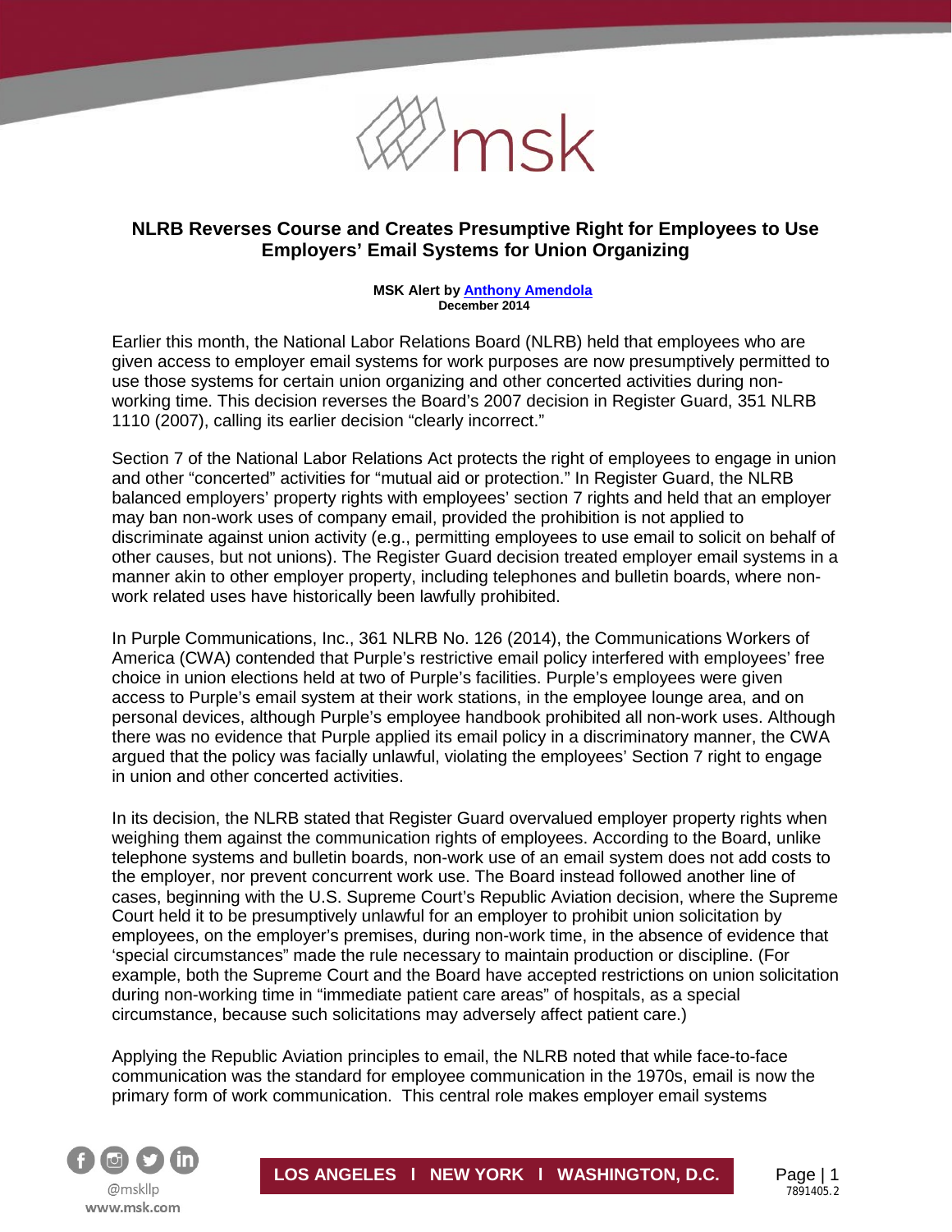# NLRB Reverses Course and Creates Presumptive Right for Employees to Use Employers' Email Systems for Union Organizing

**MSK Alert by Anthony Amendola**
**December 2014**

Earlier this month, the National Labor Relations Board (NLRB) held that employees who are given access to employer email systems for work purposes are now presumptively permitted to use those systems for certain union organizing and other concerted activities during non-working time. This decision reverses the Board's 2007 decision in Register Guard, 351 NLRB 1110 (2007), calling its earlier decision "clearly incorrect."

Section 7 of the National Labor Relations Act protects the right of employees to engage in union and other "concerted" activities for "mutual aid or protection." In Register Guard, the NLRB balanced employers' property rights with employees' section 7 rights and held that an employer may ban non-work uses of company email, provided the prohibition is not applied to discriminate against union activity (e.g., permitting employees to use email to solicit on behalf of other causes, but not unions). The Register Guard decision treated employer email systems in a manner akin to other employer property, including telephones and bulletin boards, where non-work related uses have historically been lawfully prohibited.

In Purple Communications, Inc., 361 NLRB No. 126 (2014), the Communications Workers of America (CWA) contended that Purple's restrictive email policy interfered with employees' free choice in union elections held at two of Purple's facilities. Purple's employees were given access to Purple's email system at their work stations, in the employee lounge area, and on personal devices, although Purple's employee handbook prohibited all non-work uses. Although there was no evidence that Purple applied its email policy in a discriminatory manner, the CWA argued that the policy was facially unlawful, violating the employees' Section 7 right to engage in union and other concerted activities.

In its decision, the NLRB stated that Register Guard overvalued employer property rights when weighing them against the communication rights of employees. According to the Board, unlike telephone systems and bulletin boards, non-work use of an email system does not add costs to the employer, nor prevent concurrent work use. The Board instead followed another line of cases, beginning with the U.S. Supreme Court's Republic Aviation decision, where the Supreme Court held it to be presumptively unlawful for an employer to prohibit union solicitation by employees, on the employer's premises, during non-work time, in the absence of evidence that 'special circumstances" made the rule necessary to maintain production or discipline. (For example, both the Supreme Court and the Board have accepted restrictions on union solicitation during non-working time in "immediate patient care areas" of hospitals, as a special circumstance, because such solicitations may adversely affect patient care.)

Applying the Republic Aviation principles to email, the NLRB noted that while face-to-face communication was the standard for employee communication in the 1970s, email is now the primary form of work communication. This central role makes employer email systems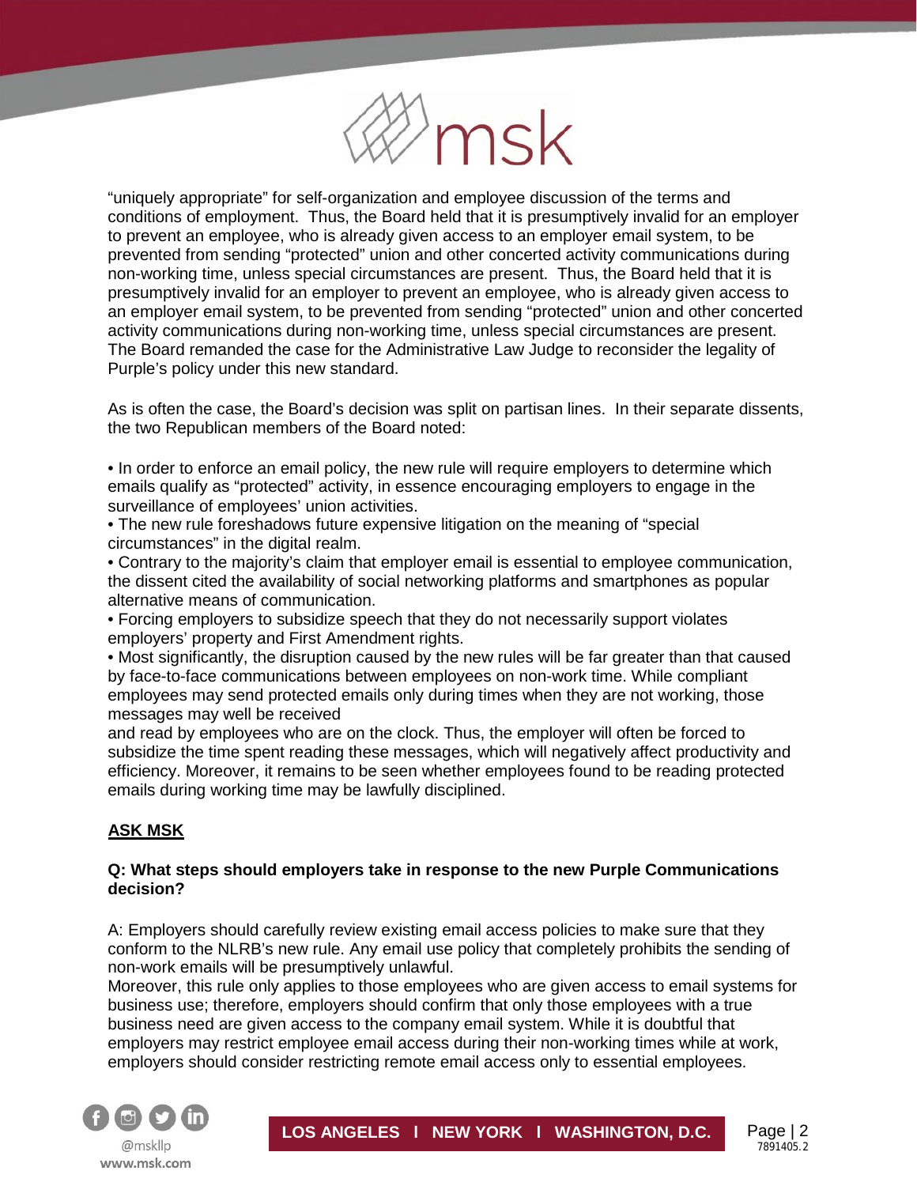"uniquely appropriate" for self-organization and employee discussion of the terms and conditions of employment. Thus, the Board held that it is presumptively invalid for an employer to prevent an employee, who is already given access to an employer email system, to be prevented from sending "protected" union and other concerted activity communications during non-working time, unless special circumstances are present. Thus, the Board held that it is presumptively invalid for an employer to prevent an employee, who is already given access to an employer email system, to be prevented from sending "protected" union and other concerted activity communications during non-working time, unless special circumstances are present. The Board remanded the case for the Administrative Law Judge to reconsider the legality of Purple's policy under this new standard.

As is often the case, the Board's decision was split on partisan lines. In their separate dissents, the two Republican members of the Board noted:

- In order to enforce an email policy, the new rule will require employers to determine which emails qualify as "protected" activity, in essence encouraging employers to engage in the surveillance of employees' union activities.
- The new rule foreshadows future expensive litigation on the meaning of "special circumstances" in the digital realm.
- Contrary to the majority's claim that employer email is essential to employee communication, the dissent cited the availability of social networking platforms and smartphones as popular alternative means of communication.
- Forcing employers to subsidize speech that they do not necessarily support violates employers' property and First Amendment rights.
- Most significantly, the disruption caused by the new rules will be far greater than that caused by face-to-face communications between employees on non-work time. While compliant employees may send protected emails only during times when they are not working, those messages may well be received and read by employees who are on the clock. Thus, the employer will often be forced to subsidize the time spent reading these messages, which will negatively affect productivity and efficiency. Moreover, it remains to be seen whether employees found to be reading protected emails during working time may be lawfully disciplined.

## ASK MSK

**Q: What steps should employers take in response to the new Purple Communications decision?**

A: Employers should carefully review existing email access policies to make sure that they conform to the NLRB's new rule. Any email use policy that completely prohibits the sending of non-work emails will be presumptively unlawful.

Moreover, this rule only applies to those employees who are given access to email systems for business use; therefore, employers should confirm that only those employees with a true business need are given access to the company email system. While it is doubtful that employers may restrict employee email access during their non-working times while at work, employers should consider restricting remote email access only to essential employees.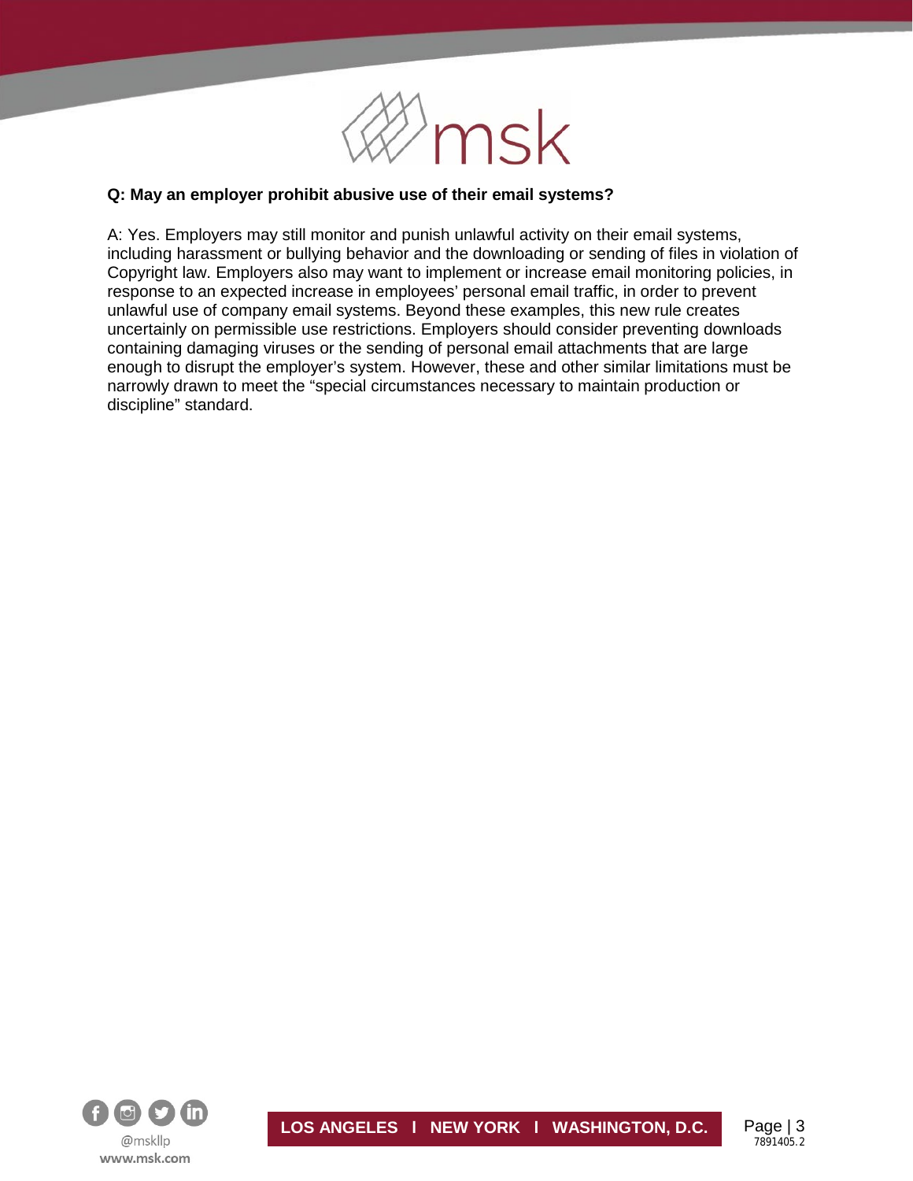**Q: May an employer prohibit abusive use of their email systems?**

A: Yes. Employers may still monitor and punish unlawful activity on their email systems, including harassment or bullying behavior and the downloading or sending of files in violation of Copyright law. Employers also may want to implement or increase email monitoring policies, in response to an expected increase in employees' personal email traffic, in order to prevent unlawful use of company email systems. Beyond these examples, this new rule creates uncertainly on permissible use restrictions. Employers should consider preventing downloads containing damaging viruses or the sending of personal email attachments that are large enough to disrupt the employer's system. However, these and other similar limitations must be narrowly drawn to meet the "special circumstances necessary to maintain production or discipline" standard.